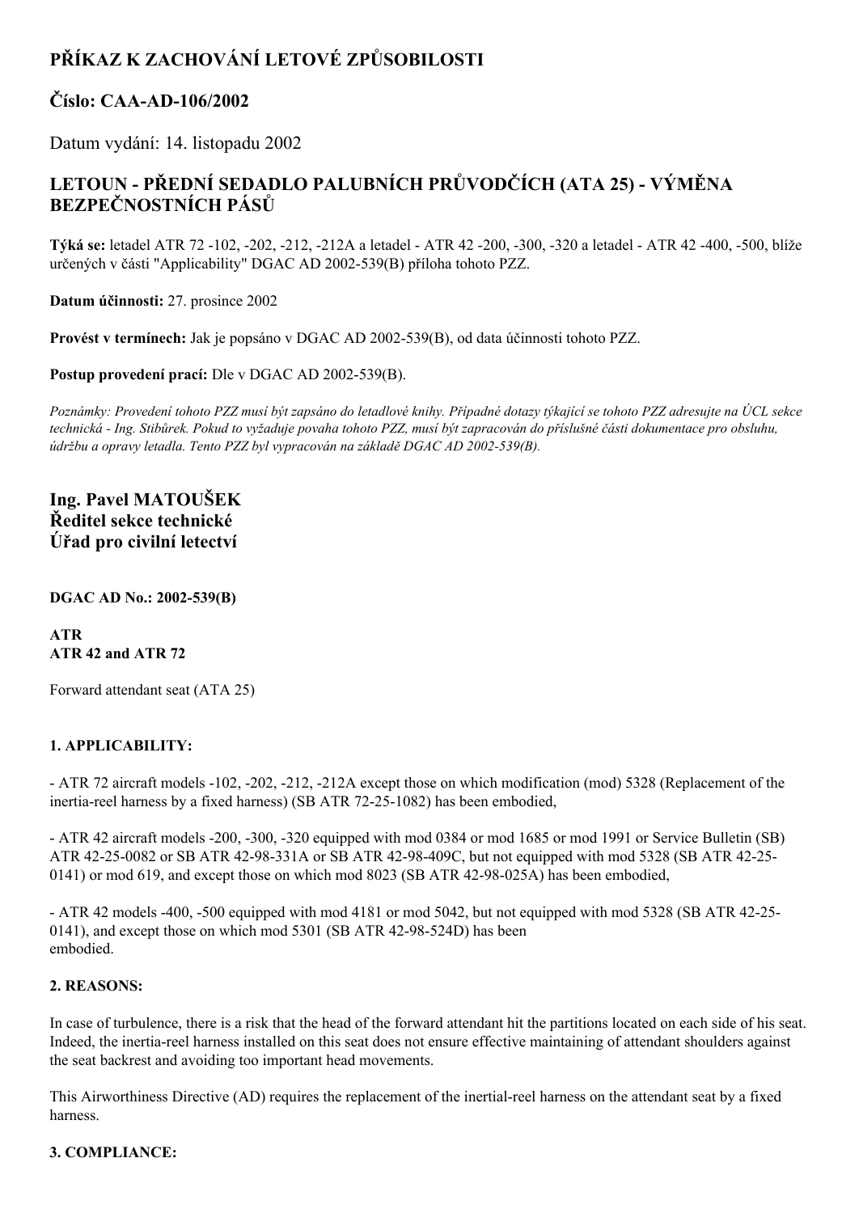# PŘÍKAZ K ZACHOVÁNÍ LETOVÉ ZPŮSOBILOSTI

## Číslo: CAA-AD-106/2002

Datum vydání: 14. listopadu 2002

## LETOUN - PŘEDNÍ SEDADLO PALUBNÍCH PRŮVODČÍCH (ATA 25) - VÝMĚNA BEZPEČNOSTNÍCH PÁSŮ

**Týká se:** letadel ATR 72 -102, -202, -212, -212A a letadel - ATR 42 -200, -300, -320 a letadel - ATR 42 -400, -500, blíže určených v části "Applicability" DGAC AD 2002-539(B) příloha tohoto PZZ.

**Datum účinnosti:** 27. prosince 2002

**Provést v termínech:** Jak je popsáno v DGAC AD 2002-539(B), od data účinnosti tohoto PZZ.

**Postup provedení prací:** Dle v DGAC AD 2002-539(B).

*Poznámky: Provedení tohoto PZZ musí být zapsáno do letadlové knihy. Případné dotazy týkající se tohoto PZZ adresujte na ÚCL sekce technická - Ing. Stibůrek. Pokud to vyžaduje povaha tohoto PZZ, musí být zapracován do příslušné části dokumentace pro obsluhu, údržbu a opravy letadla. Tento PZZ byl vypracován na základě DGAC AD 2002-539(B).*

### Ing. Pavel MATOUŠEK
### Ředitel sekce technické
### Úřad pro civilní letectví

**DGAC AD No.: 2002-539(B)**

**ATR**
**ATR 42 and ATR 72**

Forward attendant seat (ATA 25)

**1. APPLICABILITY:**

- ATR 72 aircraft models -102, -202, -212, -212A except those on which modification (mod) 5328 (Replacement of the inertia-reel harness by a fixed harness) (SB ATR 72-25-1082) has been embodied,

- ATR 42 aircraft models -200, -300, -320 equipped with mod 0384 or mod 1685 or mod 1991 or Service Bulletin (SB) ATR 42-25-0082 or SB ATR 42-98-331A or SB ATR 42-98-409C, but not equipped with mod 5328 (SB ATR 42-25-0141) or mod 619, and except those on which mod 8023 (SB ATR 42-98-025A) has been embodied,

- ATR 42 models -400, -500 equipped with mod 4181 or mod 5042, but not equipped with mod 5328 (SB ATR 42-25-0141), and except those on which mod 5301 (SB ATR 42-98-524D) has been embodied.

**2. REASONS:**

In case of turbulence, there is a risk that the head of the forward attendant hit the partitions located on each side of his seat. Indeed, the inertia-reel harness installed on this seat does not ensure effective maintaining of attendant shoulders against the seat backrest and avoiding too important head movements.

This Airworthiness Directive (AD) requires the replacement of the inertial-reel harness on the attendant seat by a fixed harness.

**3. COMPLIANCE:**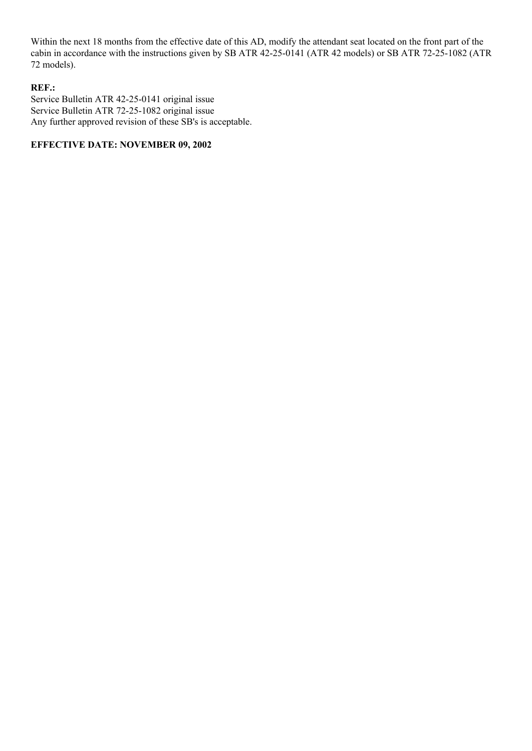Within the next 18 months from the effective date of this AD, modify the attendant seat located on the front part of the cabin in accordance with the instructions given by SB ATR 42-25-0141 (ATR 42 models) or SB ATR 72-25-1082 (ATR 72 models).

**REF.:**

Service Bulletin ATR 42-25-0141 original issue
Service Bulletin ATR 72-25-1082 original issue
Any further approved revision of these SB's is acceptable.

**EFFECTIVE DATE: NOVEMBER 09, 2002**